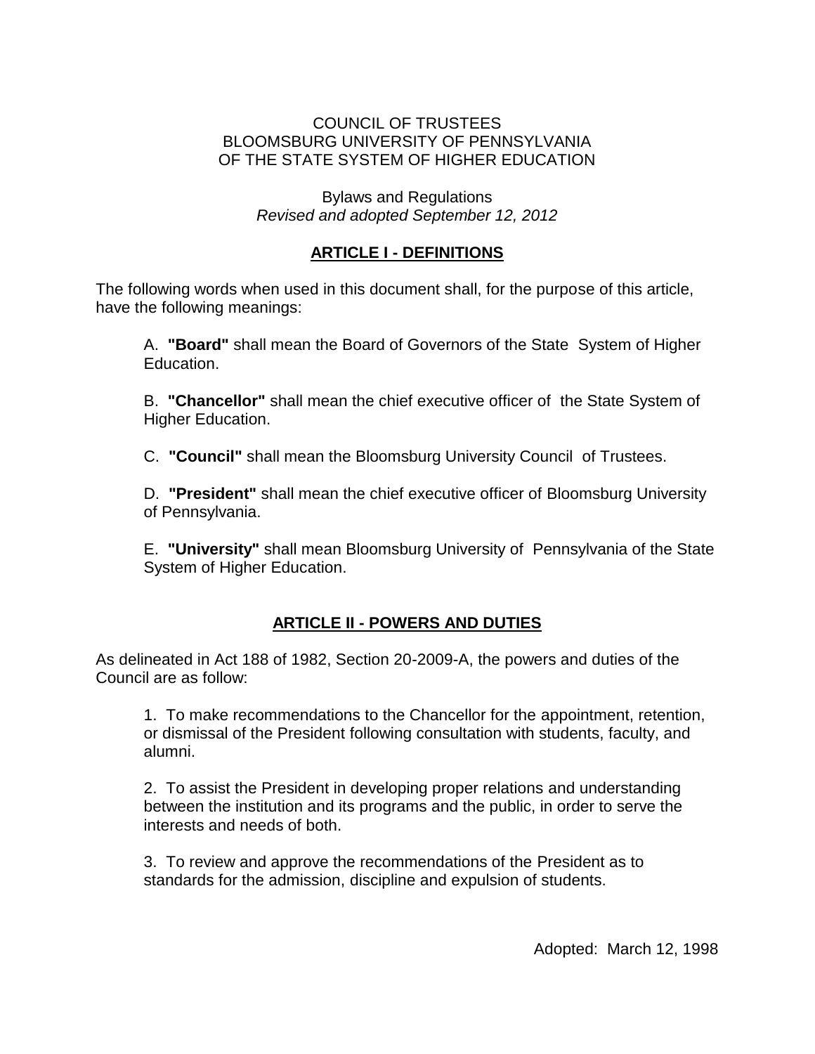COUNCIL OF TRUSTEES
BLOOMSBURG UNIVERSITY OF PENNSYLVANIA
OF THE STATE SYSTEM OF HIGHER EDUCATION

Bylaws and Regulations
*Revised and adopted September 12, 2012*

## ARTICLE I - DEFINITIONS

The following words when used in this document shall, for the purpose of this article, have the following meanings:

A. **"Board"** shall mean the Board of Governors of the State System of Higher Education.

B. **"Chancellor"** shall mean the chief executive officer of the State System of Higher Education.

C. **"Council"** shall mean the Bloomsburg University Council of Trustees.

D. **"President"** shall mean the chief executive officer of Bloomsburg University of Pennsylvania.

E. **"University"** shall mean Bloomsburg University of Pennsylvania of the State System of Higher Education.

## ARTICLE II - POWERS AND DUTIES

As delineated in Act 188 of 1982, Section 20-2009-A, the powers and duties of the Council are as follow:

1. To make recommendations to the Chancellor for the appointment, retention, or dismissal of the President following consultation with students, faculty, and alumni.

2. To assist the President in developing proper relations and understanding between the institution and its programs and the public, in order to serve the interests and needs of both.

3. To review and approve the recommendations of the President as to standards for the admission, discipline and expulsion of students.

Adopted: March 12, 1998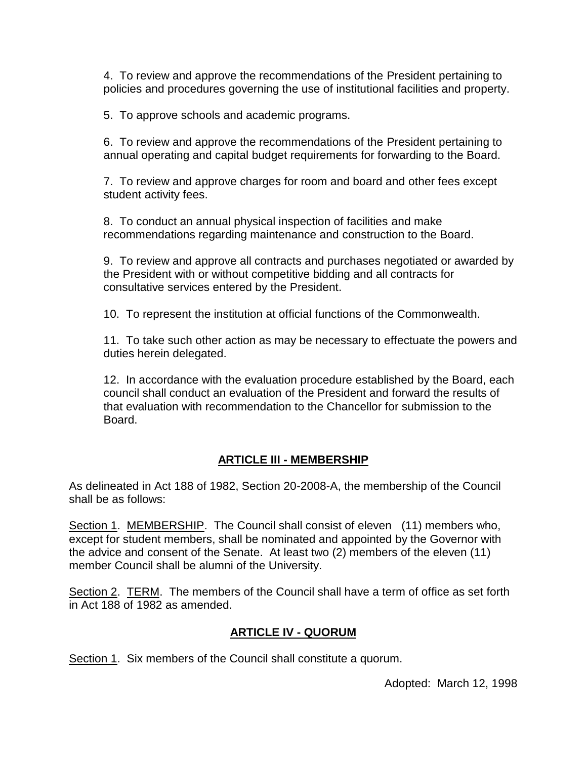4. To review and approve the recommendations of the President pertaining to policies and procedures governing the use of institutional facilities and property.

5. To approve schools and academic programs.

6. To review and approve the recommendations of the President pertaining to annual operating and capital budget requirements for forwarding to the Board.

7. To review and approve charges for room and board and other fees except student activity fees.

8. To conduct an annual physical inspection of facilities and make recommendations regarding maintenance and construction to the Board.

9. To review and approve all contracts and purchases negotiated or awarded by the President with or without competitive bidding and all contracts for consultative services entered by the President.

10. To represent the institution at official functions of the Commonwealth.

11. To take such other action as may be necessary to effectuate the powers and duties herein delegated.

12. In accordance with the evaluation procedure established by the Board, each council shall conduct an evaluation of the President and forward the results of that evaluation with recommendation to the Chancellor for submission to the Board.

## ARTICLE III - MEMBERSHIP

As delineated in Act 188 of 1982, Section 20-2008-A, the membership of the Council shall be as follows:

Section 1. MEMBERSHIP. The Council shall consist of eleven (11) members who, except for student members, shall be nominated and appointed by the Governor with the advice and consent of the Senate. At least two (2) members of the eleven (11) member Council shall be alumni of the University.

Section 2. TERM. The members of the Council shall have a term of office as set forth in Act 188 of 1982 as amended.

## ARTICLE IV - QUORUM

Section 1. Six members of the Council shall constitute a quorum.

Adopted: March 12, 1998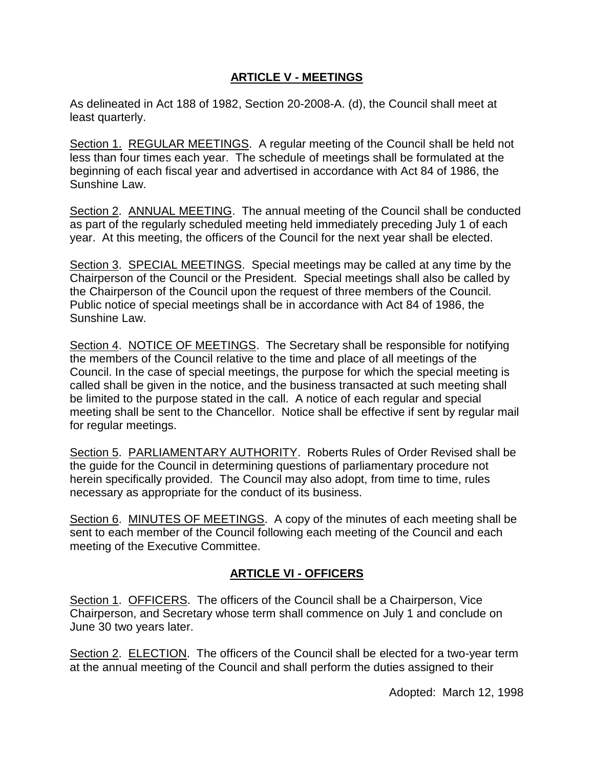## ARTICLE V - MEETINGS

As delineated in Act 188 of 1982, Section 20-2008-A. (d), the Council shall meet at least quarterly.

Section 1. REGULAR MEETINGS. A regular meeting of the Council shall be held not less than four times each year. The schedule of meetings shall be formulated at the beginning of each fiscal year and advertised in accordance with Act 84 of 1986, the Sunshine Law.

Section 2. ANNUAL MEETING. The annual meeting of the Council shall be conducted as part of the regularly scheduled meeting held immediately preceding July 1 of each year. At this meeting, the officers of the Council for the next year shall be elected.

Section 3. SPECIAL MEETINGS. Special meetings may be called at any time by the Chairperson of the Council or the President. Special meetings shall also be called by the Chairperson of the Council upon the request of three members of the Council. Public notice of special meetings shall be in accordance with Act 84 of 1986, the Sunshine Law.

Section 4. NOTICE OF MEETINGS. The Secretary shall be responsible for notifying the members of the Council relative to the time and place of all meetings of the Council. In the case of special meetings, the purpose for which the special meeting is called shall be given in the notice, and the business transacted at such meeting shall be limited to the purpose stated in the call. A notice of each regular and special meeting shall be sent to the Chancellor. Notice shall be effective if sent by regular mail for regular meetings.

Section 5. PARLIAMENTARY AUTHORITY. Roberts Rules of Order Revised shall be the guide for the Council in determining questions of parliamentary procedure not herein specifically provided. The Council may also adopt, from time to time, rules necessary as appropriate for the conduct of its business.

Section 6. MINUTES OF MEETINGS. A copy of the minutes of each meeting shall be sent to each member of the Council following each meeting of the Council and each meeting of the Executive Committee.

## ARTICLE VI - OFFICERS

Section 1. OFFICERS. The officers of the Council shall be a Chairperson, Vice Chairperson, and Secretary whose term shall commence on July 1 and conclude on June 30 two years later.

Section 2. ELECTION. The officers of the Council shall be elected for a two-year term at the annual meeting of the Council and shall perform the duties assigned to their

Adopted: March 12, 1998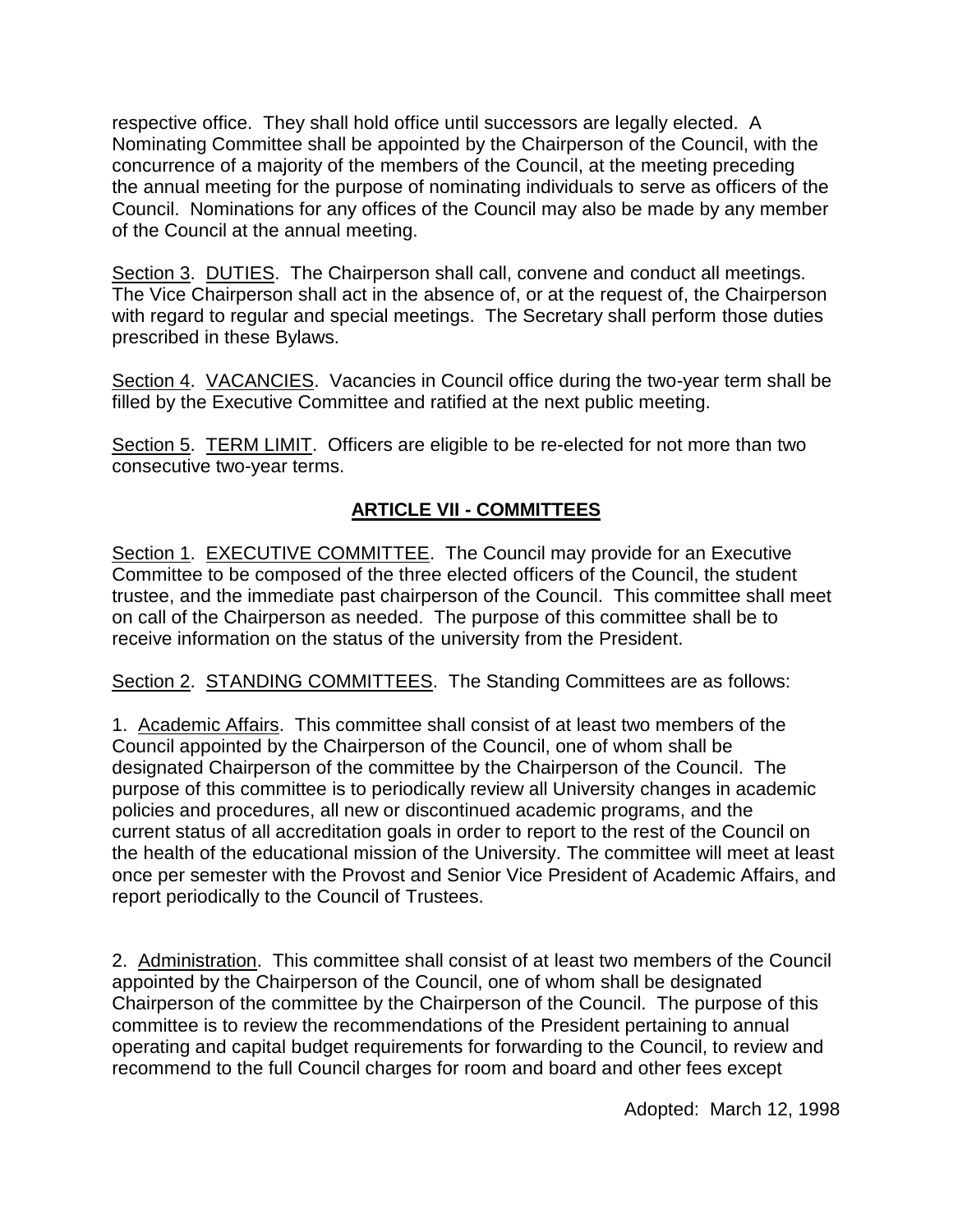respective office. They shall hold office until successors are legally elected. A Nominating Committee shall be appointed by the Chairperson of the Council, with the concurrence of a majority of the members of the Council, at the meeting preceding the annual meeting for the purpose of nominating individuals to serve as officers of the Council. Nominations for any offices of the Council may also be made by any member of the Council at the annual meeting.

Section 3. DUTIES. The Chairperson shall call, convene and conduct all meetings. The Vice Chairperson shall act in the absence of, or at the request of, the Chairperson with regard to regular and special meetings. The Secretary shall perform those duties prescribed in these Bylaws.

Section 4. VACANCIES. Vacancies in Council office during the two-year term shall be filled by the Executive Committee and ratified at the next public meeting.

Section 5. TERM LIMIT. Officers are eligible to be re-elected for not more than two consecutive two-year terms.

## ARTICLE VII - COMMITTEES

Section 1. EXECUTIVE COMMITTEE. The Council may provide for an Executive Committee to be composed of the three elected officers of the Council, the student trustee, and the immediate past chairperson of the Council. This committee shall meet on call of the Chairperson as needed. The purpose of this committee shall be to receive information on the status of the university from the President.

Section 2. STANDING COMMITTEES. The Standing Committees are as follows:

1. Academic Affairs. This committee shall consist of at least two members of the Council appointed by the Chairperson of the Council, one of whom shall be designated Chairperson of the committee by the Chairperson of the Council. The purpose of this committee is to periodically review all University changes in academic policies and procedures, all new or discontinued academic programs, and the current status of all accreditation goals in order to report to the rest of the Council on the health of the educational mission of the University. The committee will meet at least once per semester with the Provost and Senior Vice President of Academic Affairs, and report periodically to the Council of Trustees.

2. Administration. This committee shall consist of at least two members of the Council appointed by the Chairperson of the Council, one of whom shall be designated Chairperson of the committee by the Chairperson of the Council. The purpose of this committee is to review the recommendations of the President pertaining to annual operating and capital budget requirements for forwarding to the Council, to review and recommend to the full Council charges for room and board and other fees except

Adopted: March 12, 1998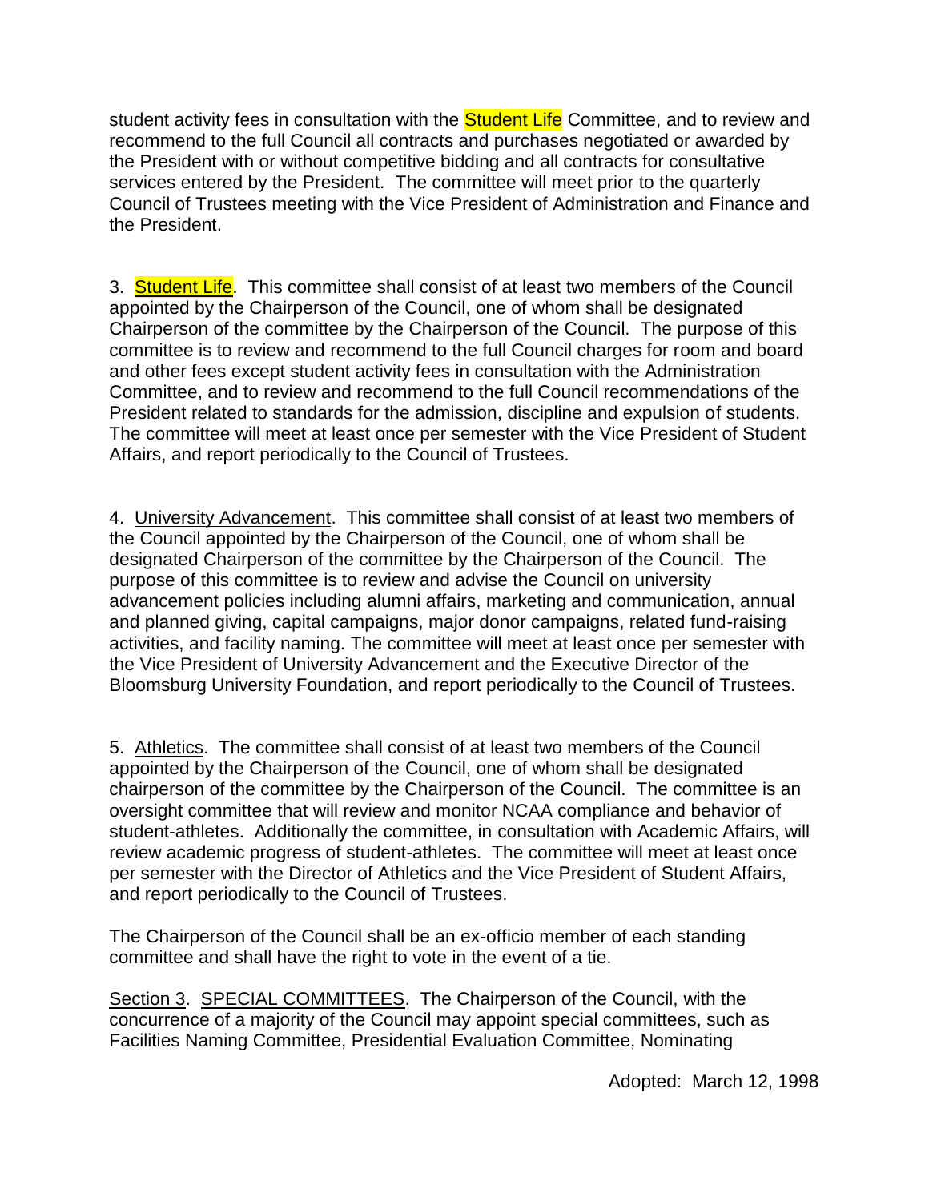student activity fees in consultation with the Student Life Committee, and to review and recommend to the full Council all contracts and purchases negotiated or awarded by the President with or without competitive bidding and all contracts for consultative services entered by the President. The committee will meet prior to the quarterly Council of Trustees meeting with the Vice President of Administration and Finance and the President.

3. Student Life. This committee shall consist of at least two members of the Council appointed by the Chairperson of the Council, one of whom shall be designated Chairperson of the committee by the Chairperson of the Council. The purpose of this committee is to review and recommend to the full Council charges for room and board and other fees except student activity fees in consultation with the Administration Committee, and to review and recommend to the full Council recommendations of the President related to standards for the admission, discipline and expulsion of students. The committee will meet at least once per semester with the Vice President of Student Affairs, and report periodically to the Council of Trustees.

4. University Advancement. This committee shall consist of at least two members of the Council appointed by the Chairperson of the Council, one of whom shall be designated Chairperson of the committee by the Chairperson of the Council. The purpose of this committee is to review and advise the Council on university advancement policies including alumni affairs, marketing and communication, annual and planned giving, capital campaigns, major donor campaigns, related fund-raising activities, and facility naming. The committee will meet at least once per semester with the Vice President of University Advancement and the Executive Director of the Bloomsburg University Foundation, and report periodically to the Council of Trustees.

5. Athletics. The committee shall consist of at least two members of the Council appointed by the Chairperson of the Council, one of whom shall be designated chairperson of the committee by the Chairperson of the Council. The committee is an oversight committee that will review and monitor NCAA compliance and behavior of student-athletes. Additionally the committee, in consultation with Academic Affairs, will review academic progress of student-athletes. The committee will meet at least once per semester with the Director of Athletics and the Vice President of Student Affairs, and report periodically to the Council of Trustees.

The Chairperson of the Council shall be an ex-officio member of each standing committee and shall have the right to vote in the event of a tie.

Section 3. SPECIAL COMMITTEES. The Chairperson of the Council, with the concurrence of a majority of the Council may appoint special committees, such as Facilities Naming Committee, Presidential Evaluation Committee, Nominating

Adopted: March 12, 1998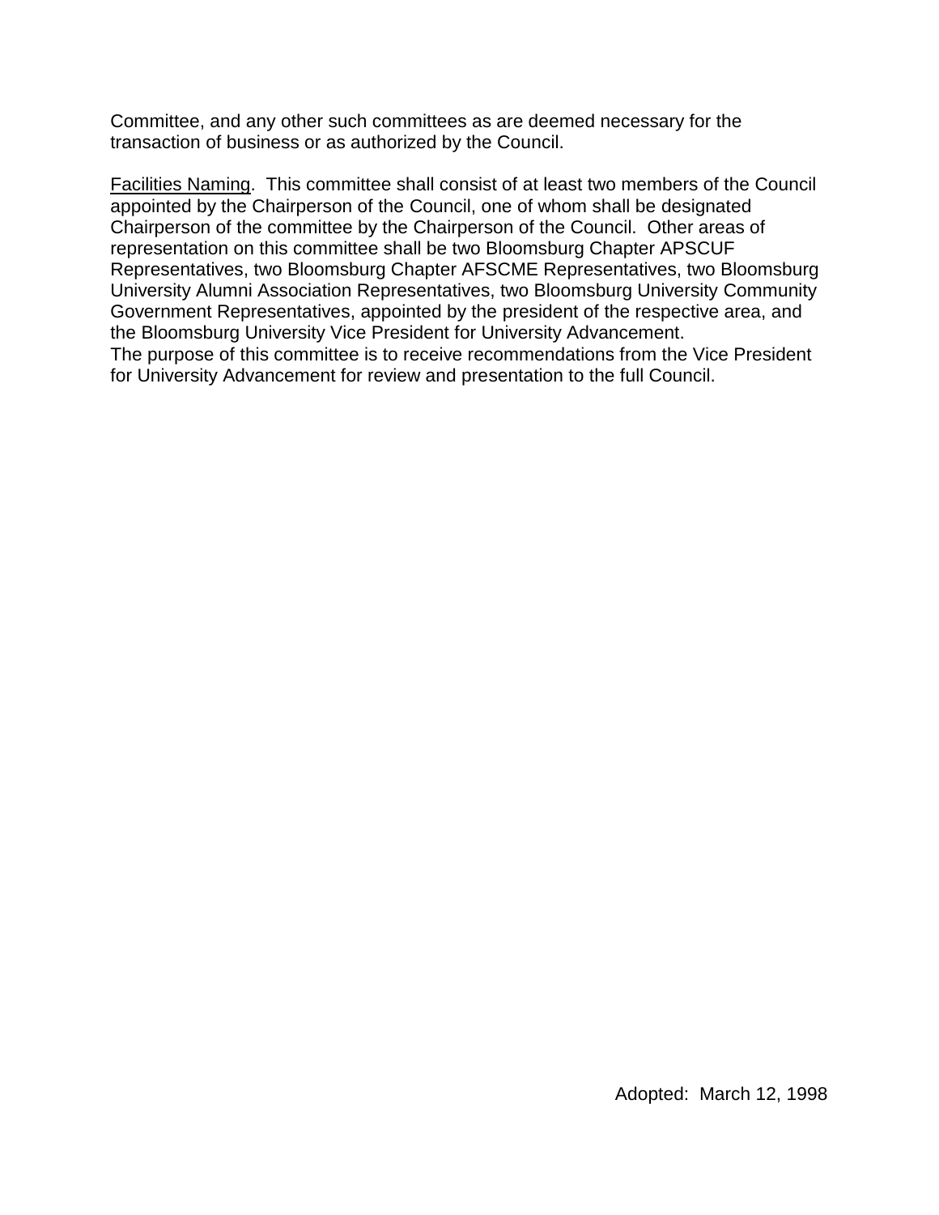Committee, and any other such committees as are deemed necessary for the transaction of business or as authorized by the Council.

<u>Facilities Naming</u>. This committee shall consist of at least two members of the Council appointed by the Chairperson of the Council, one of whom shall be designated Chairperson of the committee by the Chairperson of the Council. Other areas of representation on this committee shall be two Bloomsburg Chapter APSCUF Representatives, two Bloomsburg Chapter AFSCME Representatives, two Bloomsburg University Alumni Association Representatives, two Bloomsburg University Community Government Representatives, appointed by the president of the respective area, and the Bloomsburg University Vice President for University Advancement.
The purpose of this committee is to receive recommendations from the Vice President for University Advancement for review and presentation to the full Council.

Adopted: March 12, 1998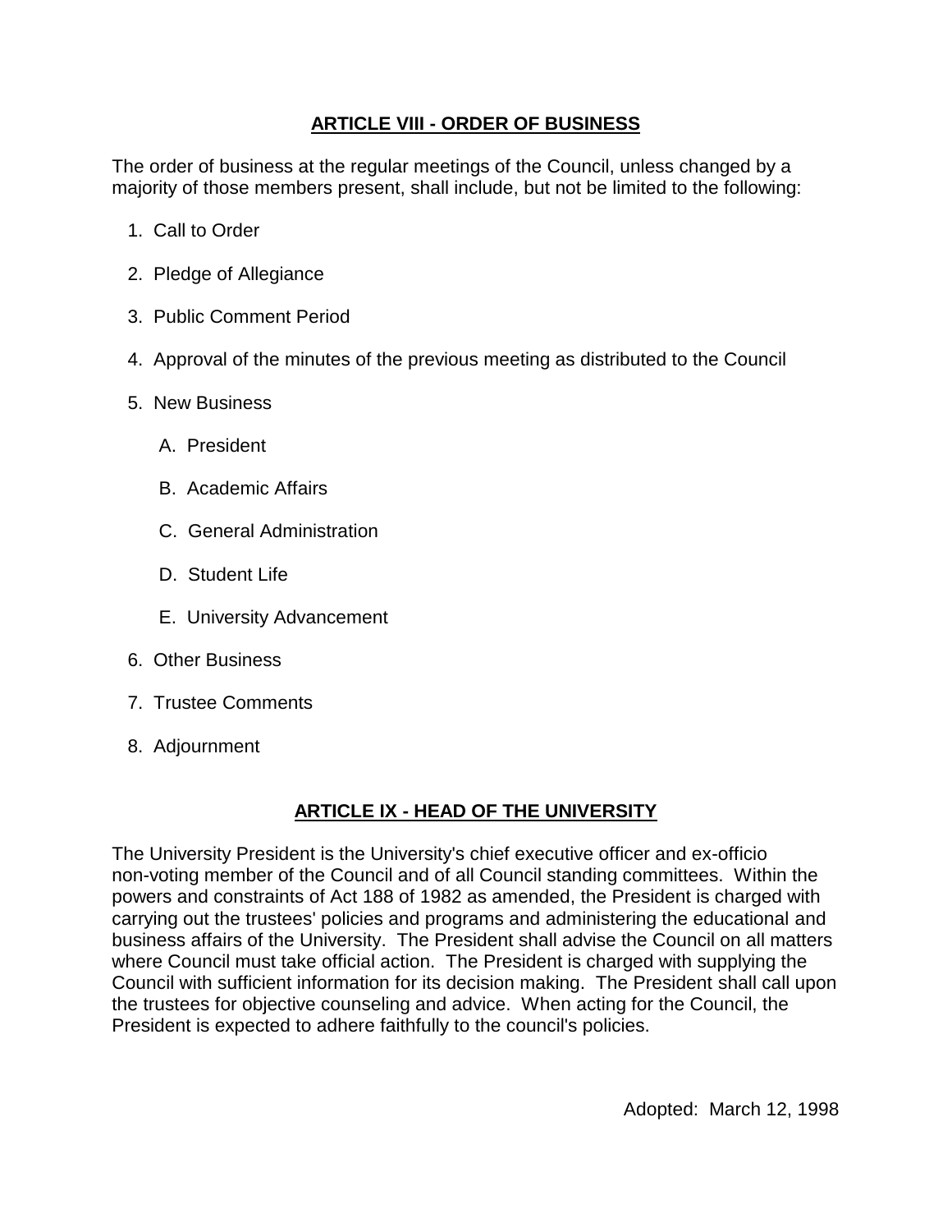## ARTICLE VIII - ORDER OF BUSINESS

The order of business at the regular meetings of the Council, unless changed by a majority of those members present, shall include, but not be limited to the following:

1. Call to Order
2. Pledge of Allegiance
3. Public Comment Period
4. Approval of the minutes of the previous meeting as distributed to the Council
5. New Business
   - A. President
   - B. Academic Affairs
   - C. General Administration
   - D. Student Life
   - E. University Advancement
6. Other Business
7. Trustee Comments
8. Adjournment

## ARTICLE IX - HEAD OF THE UNIVERSITY

The University President is the University's chief executive officer and ex-officio non-voting member of the Council and of all Council standing committees. Within the powers and constraints of Act 188 of 1982 as amended, the President is charged with carrying out the trustees' policies and programs and administering the educational and business affairs of the University. The President shall advise the Council on all matters where Council must take official action. The President is charged with supplying the Council with sufficient information for its decision making. The President shall call upon the trustees for objective counseling and advice. When acting for the Council, the President is expected to adhere faithfully to the council's policies.

Adopted: March 12, 1998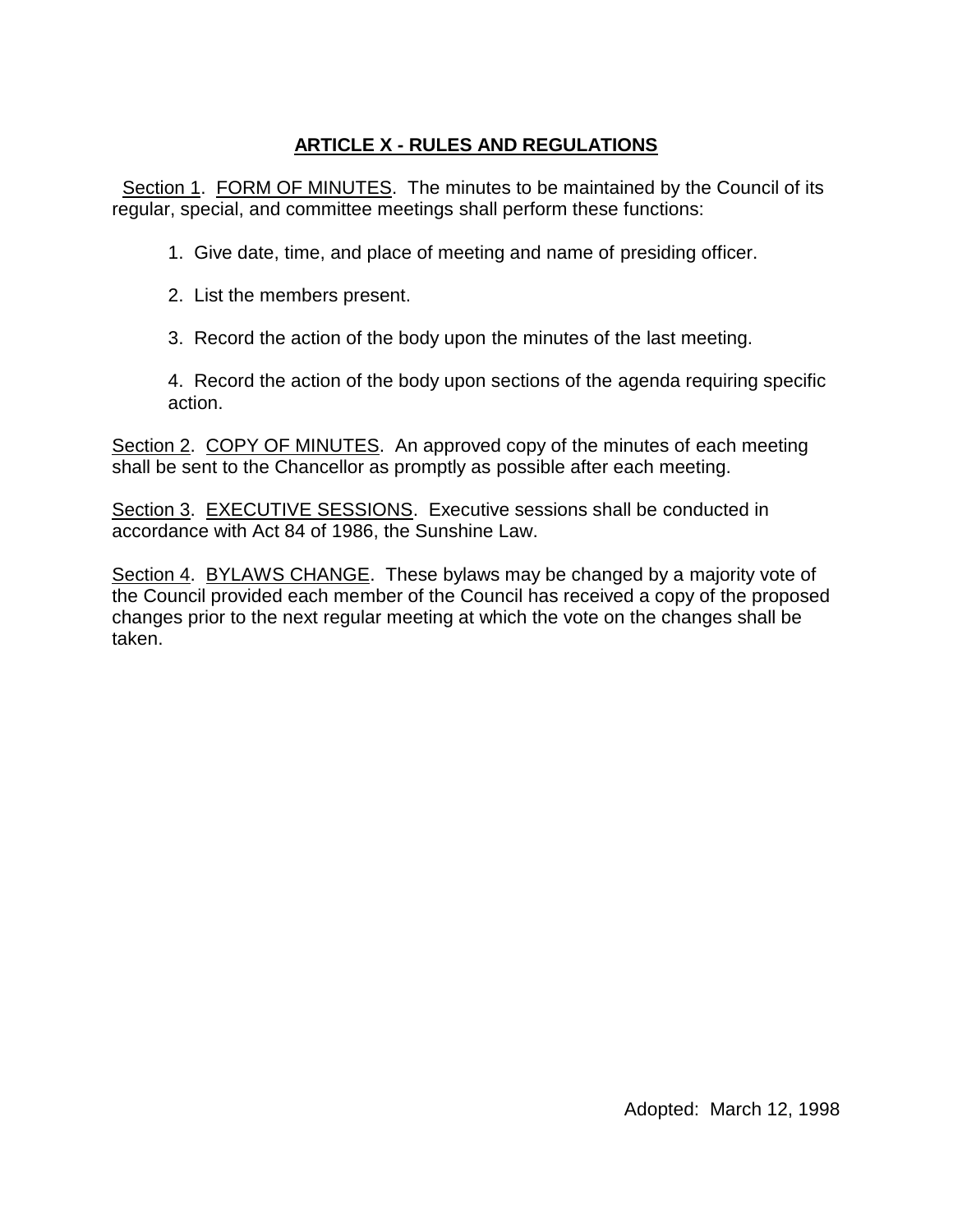## ARTICLE X - RULES AND REGULATIONS

Section 1. FORM OF MINUTES. The minutes to be maintained by the Council of its regular, special, and committee meetings shall perform these functions:

1. Give date, time, and place of meeting and name of presiding officer.

2. List the members present.

3. Record the action of the body upon the minutes of the last meeting.

4. Record the action of the body upon sections of the agenda requiring specific action.

Section 2. COPY OF MINUTES. An approved copy of the minutes of each meeting shall be sent to the Chancellor as promptly as possible after each meeting.

Section 3. EXECUTIVE SESSIONS. Executive sessions shall be conducted in accordance with Act 84 of 1986, the Sunshine Law.

Section 4. BYLAWS CHANGE. These bylaws may be changed by a majority vote of the Council provided each member of the Council has received a copy of the proposed changes prior to the next regular meeting at which the vote on the changes shall be taken.

Adopted: March 12, 1998